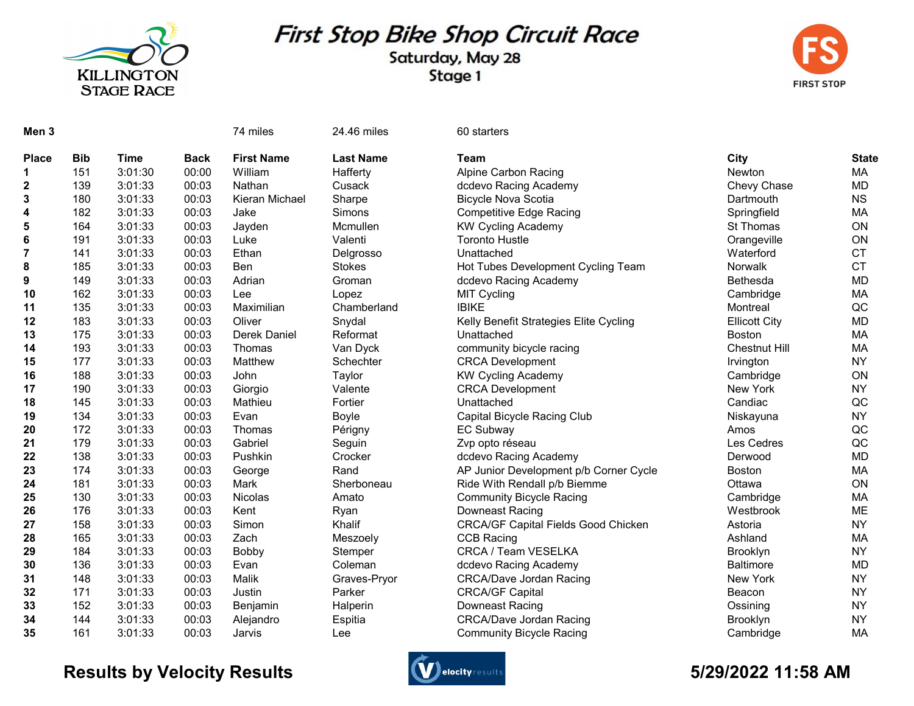# First Stop Bike Shop Circuit Race

## Saturday, May 28
## Stage 1

KILLINGTON STAGE RACE

FIRST STOP

**Men 3** 74 miles 24.46 miles 60 starters

| Place | Bib | Time | Back | First Name | Last Name | Team | City | State |
|---|---|---|---|---|---|---|---|---|
| 1 | 151 | 3:01:30 | 00:00 | William | Hafferty | Alpine Carbon Racing | Newton | MA |
| 2 | 139 | 3:01:33 | 00:03 | Nathan | Cusack | dcdevo Racing Academy | Chevy Chase | MD |
| 3 | 180 | 3:01:33 | 00:03 | Kieran Michael | Sharpe | Bicycle Nova Scotia | Dartmouth | NS |
| 4 | 182 | 3:01:33 | 00:03 | Jake | Simons | Competitive Edge Racing | Springfield | MA |
| 5 | 164 | 3:01:33 | 00:03 | Jayden | Mcmullen | KW Cycling Academy | St Thomas | ON |
| 6 | 191 | 3:01:33 | 00:03 | Luke | Valenti | Toronto Hustle | Orangeville | ON |
| 7 | 141 | 3:01:33 | 00:03 | Ethan | Delgrosso | Unattached | Waterford | CT |
| 8 | 185 | 3:01:33 | 00:03 | Ben | Stokes | Hot Tubes Development Cycling Team | Norwalk | CT |
| 9 | 149 | 3:01:33 | 00:03 | Adrian | Groman | dcdevo Racing Academy | Bethesda | MD |
| 10 | 162 | 3:01:33 | 00:03 | Lee | Lopez | MIT Cycling | Cambridge | MA |
| 11 | 135 | 3:01:33 | 00:03 | Maximilian | Chamberland | IBIKE | Montreal | QC |
| 12 | 183 | 3:01:33 | 00:03 | Oliver | Snydal | Kelly Benefit Strategies Elite Cycling | Ellicott City | MD |
| 13 | 175 | 3:01:33 | 00:03 | Derek Daniel | Reformat | Unattached | Boston | MA |
| 14 | 193 | 3:01:33 | 00:03 | Thomas | Van Dyck | community bicycle racing | Chestnut Hill | MA |
| 15 | 177 | 3:01:33 | 00:03 | Matthew | Schechter | CRCA Development | Irvington | NY |
| 16 | 188 | 3:01:33 | 00:03 | John | Taylor | KW Cycling Academy | Cambridge | ON |
| 17 | 190 | 3:01:33 | 00:03 | Giorgio | Valente | CRCA Development | New York | NY |
| 18 | 145 | 3:01:33 | 00:03 | Mathieu | Fortier | Unattached | Candiac | QC |
| 19 | 134 | 3:01:33 | 00:03 | Evan | Boyle | Capital Bicycle Racing Club | Niskayuna | NY |
| 20 | 172 | 3:01:33 | 00:03 | Thomas | Périgny | EC Subway | Amos | QC |
| 21 | 179 | 3:01:33 | 00:03 | Gabriel | Seguin | Zvp opto réseau | Les Cedres | QC |
| 22 | 138 | 3:01:33 | 00:03 | Pushkin | Crocker | dcdevo Racing Academy | Derwood | MD |
| 23 | 174 | 3:01:33 | 00:03 | George | Rand | AP Junior Development p/b Corner Cycle | Boston | MA |
| 24 | 181 | 3:01:33 | 00:03 | Mark | Sherboneau | Ride With Rendall p/b Biemme | Ottawa | ON |
| 25 | 130 | 3:01:33 | 00:03 | Nicolas | Amato | Community Bicycle Racing | Cambridge | MA |
| 26 | 176 | 3:01:33 | 00:03 | Kent | Ryan | Downeast Racing | Westbrook | ME |
| 27 | 158 | 3:01:33 | 00:03 | Simon | Khalif | CRCA/GF Capital Fields Good Chicken | Astoria | NY |
| 28 | 165 | 3:01:33 | 00:03 | Zach | Meszoely | CCB Racing | Ashland | MA |
| 29 | 184 | 3:01:33 | 00:03 | Bobby | Stemper | CRCA / Team VESELKA | Brooklyn | NY |
| 30 | 136 | 3:01:33 | 00:03 | Evan | Coleman | dcdevo Racing Academy | Baltimore | MD |
| 31 | 148 | 3:01:33 | 00:03 | Malik | Graves-Pryor | CRCA/Dave Jordan Racing | New York | NY |
| 32 | 171 | 3:01:33 | 00:03 | Justin | Parker | CRCA/GF Capital | Beacon | NY |
| 33 | 152 | 3:01:33 | 00:03 | Benjamin | Halperin | Downeast Racing | Ossining | NY |
| 34 | 144 | 3:01:33 | 00:03 | Alejandro | Espitia | CRCA/Dave Jordan Racing | Brooklyn | NY |
| 35 | 161 | 3:01:33 | 00:03 | Jarvis | Lee | Community Bicycle Racing | Cambridge | MA |

**Results by Velocity Results** **5/29/2022 11:58 AM**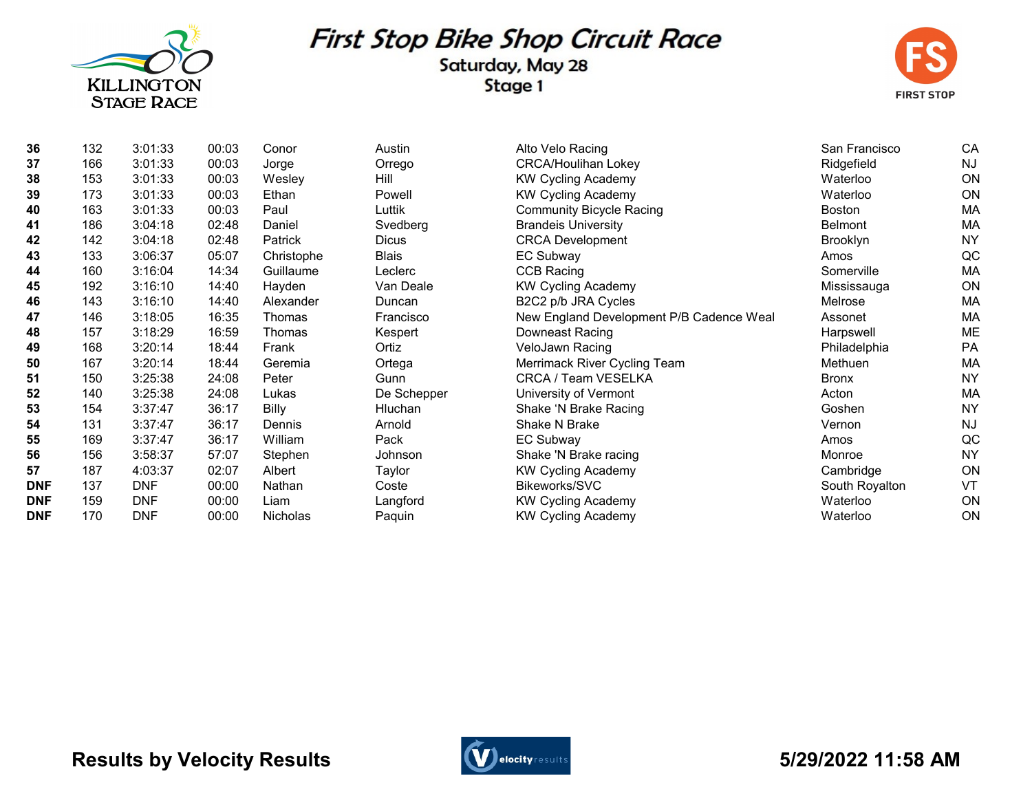# First Stop Bike Shop Circuit Race

Saturday, May 28

Stage 1

| | | | | | | | | |
|---|---|---|---|---|---|---|---|---|
| **36** | 132 | 3:01:33 | 00:03 | Conor | Austin | Alto Velo Racing | San Francisco | CA |
| **37** | 166 | 3:01:33 | 00:03 | Jorge | Orrego | CRCA/Houlihan Lokey | Ridgefield | NJ |
| **38** | 153 | 3:01:33 | 00:03 | Wesley | Hill | KW Cycling Academy | Waterloo | ON |
| **39** | 173 | 3:01:33 | 00:03 | Ethan | Powell | KW Cycling Academy | Waterloo | ON |
| **40** | 163 | 3:01:33 | 00:03 | Paul | Luttik | Community Bicycle Racing | Boston | MA |
| **41** | 186 | 3:04:18 | 02:48 | Daniel | Svedberg | Brandeis University | Belmont | MA |
| **42** | 142 | 3:04:18 | 02:48 | Patrick | Dicus | CRCA Development | Brooklyn | NY |
| **43** | 133 | 3:06:37 | 05:07 | Christophe | Blais | EC Subway | Amos | QC |
| **44** | 160 | 3:16:04 | 14:34 | Guillaume | Leclerc | CCB Racing | Somerville | MA |
| **45** | 192 | 3:16:10 | 14:40 | Hayden | Van Deale | KW Cycling Academy | Mississauga | ON |
| **46** | 143 | 3:16:10 | 14:40 | Alexander | Duncan | B2C2 p/b JRA Cycles | Melrose | MA |
| **47** | 146 | 3:18:05 | 16:35 | Thomas | Francisco | New England Development P/B Cadence Weal | Assonet | MA |
| **48** | 157 | 3:18:29 | 16:59 | Thomas | Kespert | Downeast Racing | Harpswell | ME |
| **49** | 168 | 3:20:14 | 18:44 | Frank | Ortiz | VeloJawn Racing | Philadelphia | PA |
| **50** | 167 | 3:20:14 | 18:44 | Geremia | Ortega | Merrimack River Cycling Team | Methuen | MA |
| **51** | 150 | 3:25:38 | 24:08 | Peter | Gunn | CRCA / Team VESELKA | Bronx | NY |
| **52** | 140 | 3:25:38 | 24:08 | Lukas | De Schepper | University of Vermont | Acton | MA |
| **53** | 154 | 3:37:47 | 36:17 | Billy | Hluchan | Shake ‘N Brake Racing | Goshen | NY |
| **54** | 131 | 3:37:47 | 36:17 | Dennis | Arnold | Shake N Brake | Vernon | NJ |
| **55** | 169 | 3:37:47 | 36:17 | William | Pack | EC Subway | Amos | QC |
| **56** | 156 | 3:58:37 | 57:07 | Stephen | Johnson | Shake 'N Brake racing | Monroe | NY |
| **57** | 187 | 4:03:37 | 02:07 | Albert | Taylor | KW Cycling Academy | Cambridge | ON |
| **DNF** | 137 | DNF | 00:00 | Nathan | Coste | Bikeworks/SVC | South Royalton | VT |
| **DNF** | 159 | DNF | 00:00 | Liam | Langford | KW Cycling Academy | Waterloo | ON |
| **DNF** | 170 | DNF | 00:00 | Nicholas | Paquin | KW Cycling Academy | Waterloo | ON |

**Results by Velocity Results**

**5/29/2022 11:58 AM**